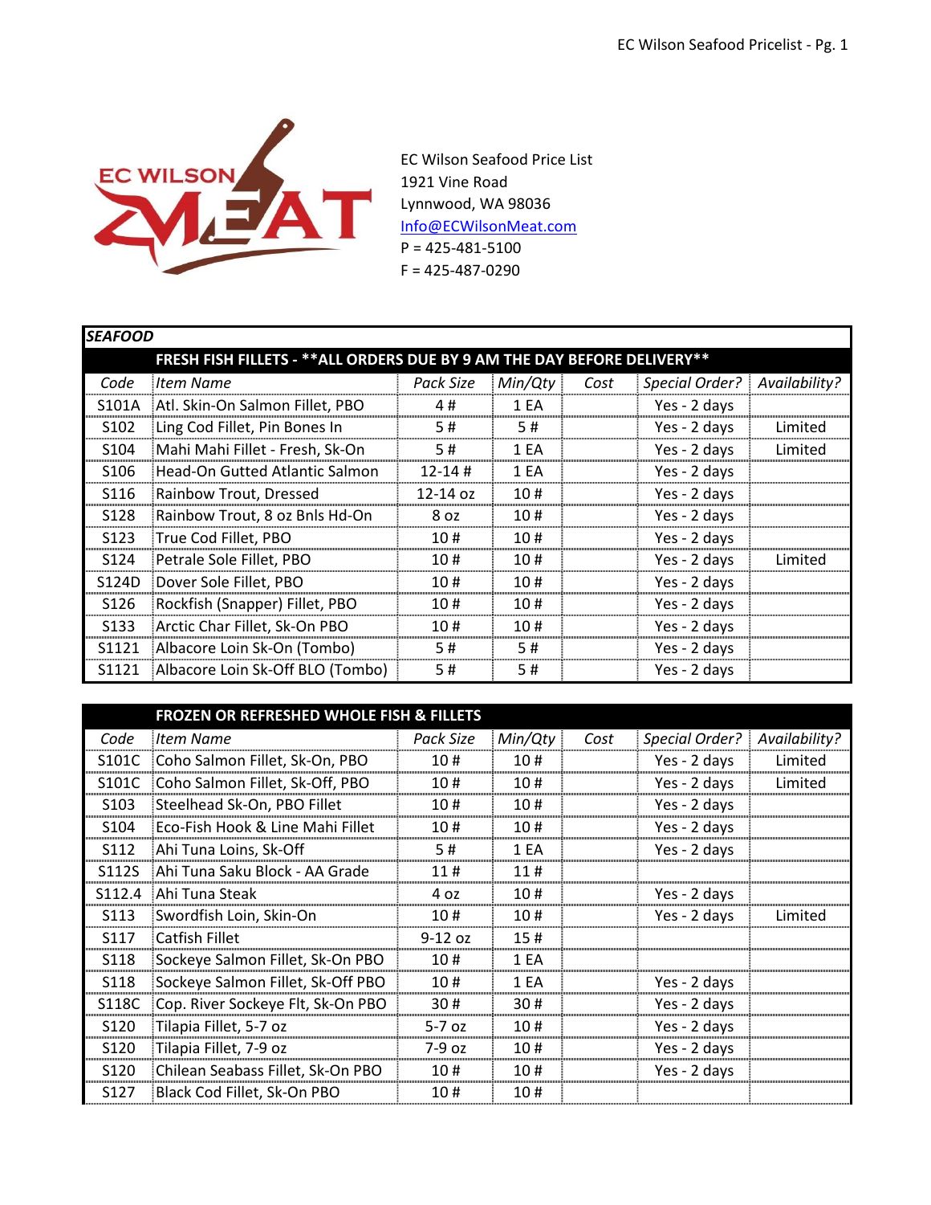EC Wilson Seafood Price List
1921 Vine Road
Lynnwood, WA 98036
Info@ECWilsonMeat.com
P = 425-481-5100
F = 425-487-0290

## SEAFOOD

### FRESH FISH FILLETS - **ALL ORDERS DUE BY 9 AM THE DAY BEFORE DELIVERY**

| Code | Item Name | Pack Size | Min/Qty | Cost | Special Order? | Availability? |
|---|---|---|---|---|---|---|
| S101A | Atl. Skin-On Salmon Fillet, PBO | 4 # | 1 EA | | Yes - 2 days | |
| S102 | Ling Cod Fillet, Pin Bones In | 5 # | 5 # | | Yes - 2 days | Limited |
| S104 | Mahi Mahi Fillet - Fresh, Sk-On | 5 # | 1 EA | | Yes - 2 days | Limited |
| S106 | Head-On Gutted Atlantic Salmon | 12-14 # | 1 EA | | Yes - 2 days | |
| S116 | Rainbow Trout, Dressed | 12-14 oz | 10 # | | Yes - 2 days | |
| S128 | Rainbow Trout, 8 oz Bnls Hd-On | 8 oz | 10 # | | Yes - 2 days | |
| S123 | True Cod Fillet, PBO | 10 # | 10 # | | Yes - 2 days | |
| S124 | Petrale Sole Fillet, PBO | 10 # | 10 # | | Yes - 2 days | Limited |
| S124D | Dover Sole Fillet, PBO | 10 # | 10 # | | Yes - 2 days | |
| S126 | Rockfish (Snapper) Fillet, PBO | 10 # | 10 # | | Yes - 2 days | |
| S133 | Arctic Char Fillet, Sk-On PBO | 10 # | 10 # | | Yes - 2 days | |
| S1121 | Albacore Loin Sk-On (Tombo) | 5 # | 5 # | | Yes - 2 days | |
| S1121 | Albacore Loin Sk-Off BLO (Tombo) | 5 # | 5 # | | Yes - 2 days | |

### FROZEN OR REFRESHED WHOLE FISH & FILLETS

| Code | Item Name | Pack Size | Min/Qty | Cost | Special Order? | Availability? |
|---|---|---|---|---|---|---|
| S101C | Coho Salmon Fillet, Sk-On, PBO | 10 # | 10 # | | Yes - 2 days | Limited |
| S101C | Coho Salmon Fillet, Sk-Off, PBO | 10 # | 10 # | | Yes - 2 days | Limited |
| S103 | Steelhead Sk-On, PBO Fillet | 10 # | 10 # | | Yes - 2 days | |
| S104 | Eco-Fish Hook & Line Mahi Fillet | 10 # | 10 # | | Yes - 2 days | |
| S112 | Ahi Tuna Loins, Sk-Off | 5 # | 1 EA | | Yes - 2 days | |
| S112S | Ahi Tuna Saku Block - AA Grade | 11 # | 11 # | | | |
| S112.4 | Ahi Tuna Steak | 4 oz | 10 # | | Yes - 2 days | |
| S113 | Swordfish Loin, Skin-On | 10 # | 10 # | | Yes - 2 days | Limited |
| S117 | Catfish Fillet | 9-12 oz | 15 # | | | |
| S118 | Sockeye Salmon Fillet, Sk-On PBO | 10 # | 1 EA | | | |
| S118 | Sockeye Salmon Fillet, Sk-Off PBO | 10 # | 1 EA | | Yes - 2 days | |
| S118C | Cop. River Sockeye Flt, Sk-On PBO | 30 # | 30 # | | Yes - 2 days | |
| S120 | Tilapia Fillet, 5-7 oz | 5-7 oz | 10 # | | Yes - 2 days | |
| S120 | Tilapia Fillet, 7-9 oz | 7-9 oz | 10 # | | Yes - 2 days | |
| S120 | Chilean Seabass Fillet, Sk-On PBO | 10 # | 10 # | | Yes - 2 days | |
| S127 | Black Cod Fillet, Sk-On PBO | 10 # | 10 # | | | |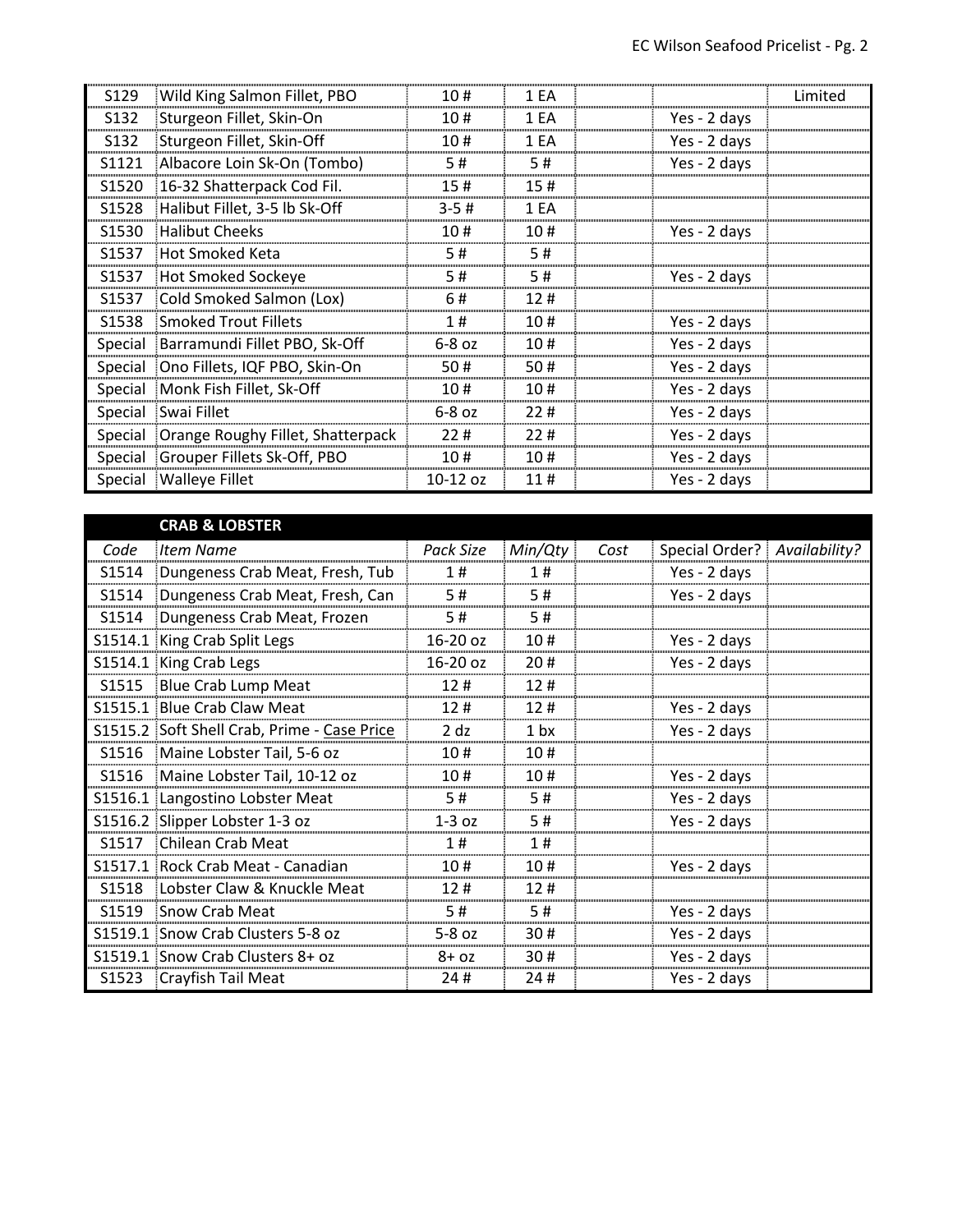| Code | Item Name | Pack Size | Min/Qty | Cost | Special Order? | Availability? |
|---|---|---|---|---|---|---|
| S129 | Wild King Salmon Fillet, PBO | 10 # | 1 EA | | | Limited |
| S132 | Sturgeon Fillet, Skin-On | 10 # | 1 EA | | Yes - 2 days | |
| S132 | Sturgeon Fillet, Skin-Off | 10 # | 1 EA | | Yes - 2 days | |
| S1121 | Albacore Loin Sk-On (Tombo) | 5 # | 5 # | | Yes - 2 days | |
| S1520 | 16-32 Shatterpack Cod Fil. | 15 # | 15 # | | | |
| S1528 | Halibut Fillet, 3-5 lb Sk-Off | 3-5 # | 1 EA | | | |
| S1530 | Halibut Cheeks | 10 # | 10 # | | Yes - 2 days | |
| S1537 | Hot Smoked Keta | 5 # | 5 # | | | |
| S1537 | Hot Smoked Sockeye | 5 # | 5 # | | Yes - 2 days | |
| S1537 | Cold Smoked Salmon (Lox) | 6 # | 12 # | | | |
| S1538 | Smoked Trout Fillets | 1 # | 10 # | | Yes - 2 days | |
| Special | Barramundi Fillet PBO, Sk-Off | 6-8 oz | 10 # | | Yes - 2 days | |
| Special | Ono Fillets, IQF PBO, Skin-On | 50 # | 50 # | | Yes - 2 days | |
| Special | Monk Fish Fillet, Sk-Off | 10 # | 10 # | | Yes - 2 days | |
| Special | Swai Fillet | 6-8 oz | 22 # | | Yes - 2 days | |
| Special | Orange Roughy Fillet, Shatterpack | 22 # | 22 # | | Yes - 2 days | |
| Special | Grouper Fillets Sk-Off, PBO | 10 # | 10 # | | Yes - 2 days | |
| Special | Walleye Fillet | 10-12 oz | 11 # | | Yes - 2 days | |

## CRAB & LOBSTER

| *Code* | *Item Name* | *Pack Size* | *Min/Qty* | *Cost* | *Special Order?* | *Availability?* |
|---|---|---|---|---|---|---|
| S1514 | Dungeness Crab Meat, Fresh, Tub | 1 # | 1 # | | Yes - 2 days | |
| S1514 | Dungeness Crab Meat, Fresh, Can | 5 # | 5 # | | Yes - 2 days | |
| S1514 | Dungeness Crab Meat, Frozen | 5 # | 5 # | | | |
| S1514.1 | King Crab Split Legs | 16-20 oz | 10 # | | Yes - 2 days | |
| S1514.1 | King Crab Legs | 16-20 oz | 20 # | | Yes - 2 days | |
| S1515 | Blue Crab Lump Meat | 12 # | 12 # | | | |
| S1515.1 | Blue Crab Claw Meat | 12 # | 12 # | | Yes - 2 days | |
| S1515.2 | Soft Shell Crab, Prime - Case Price | 2 dz | 1 bx | | Yes - 2 days | |
| S1516 | Maine Lobster Tail, 5-6 oz | 10 # | 10 # | | | |
| S1516 | Maine Lobster Tail, 10-12 oz | 10 # | 10 # | | Yes - 2 days | |
| S1516.1 | Langostino Lobster Meat | 5 # | 5 # | | Yes - 2 days | |
| S1516.2 | Slipper Lobster 1-3 oz | 1-3 oz | 5 # | | Yes - 2 days | |
| S1517 | Chilean Crab Meat | 1 # | 1 # | | | |
| S1517.1 | Rock Crab Meat - Canadian | 10 # | 10 # | | Yes - 2 days | |
| S1518 | Lobster Claw & Knuckle Meat | 12 # | 12 # | | | |
| S1519 | Snow Crab Meat | 5 # | 5 # | | Yes - 2 days | |
| S1519.1 | Snow Crab Clusters 5-8 oz | 5-8 oz | 30 # | | Yes - 2 days | |
| S1519.1 | Snow Crab Clusters 8+ oz | 8+ oz | 30 # | | Yes - 2 days | |
| S1523 | Crayfish Tail Meat | 24 # | 24 # | | Yes - 2 days | |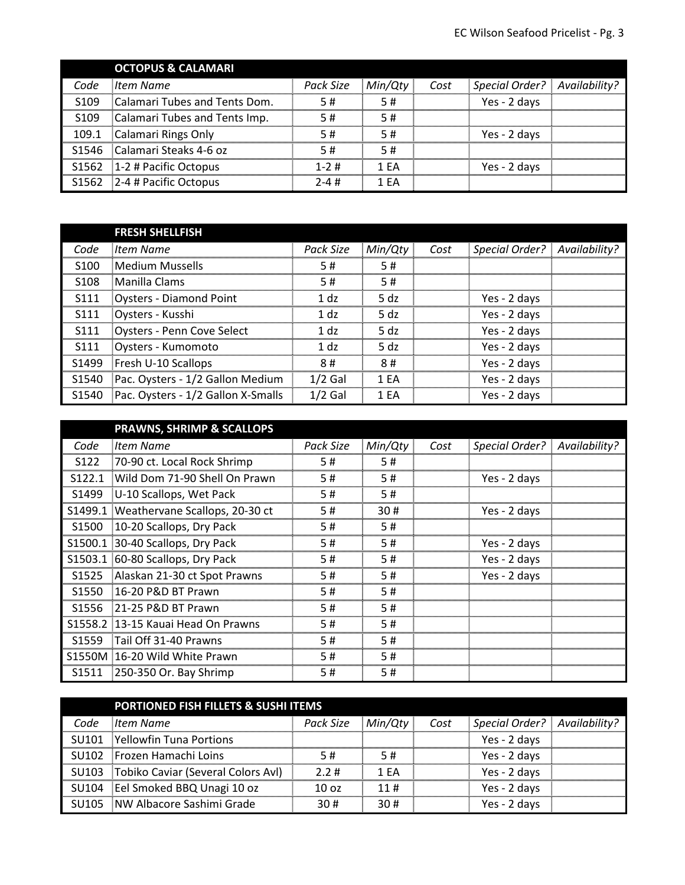## OCTOPUS & CALAMARI

| Code | Item Name | Pack Size | Min/Qty | Cost | Special Order? | Availability? |
|---|---|---|---|---|---|---|
| S109 | Calamari Tubes and Tents Dom. | 5 # | 5 # | | Yes - 2 days | |
| S109 | Calamari Tubes and Tents Imp. | 5 # | 5 # | | | |
| 109.1 | Calamari Rings Only | 5 # | 5 # | | Yes - 2 days | |
| S1546 | Calamari Steaks 4-6 oz | 5 # | 5 # | | | |
| S1562 | 1-2 # Pacific Octopus | 1-2 # | 1 EA | | Yes - 2 days | |
| S1562 | 2-4 # Pacific Octopus | 2-4 # | 1 EA | | | |

## FRESH SHELLFISH

| Code | Item Name | Pack Size | Min/Qty | Cost | Special Order? | Availability? |
|---|---|---|---|---|---|---|
| S100 | Medium Mussells | 5 # | 5 # | | | |
| S108 | Manilla Clams | 5 # | 5 # | | | |
| S111 | Oysters - Diamond Point | 1 dz | 5 dz | | Yes - 2 days | |
| S111 | Oysters - Kusshi | 1 dz | 5 dz | | Yes - 2 days | |
| S111 | Oysters - Penn Cove Select | 1 dz | 5 dz | | Yes - 2 days | |
| S111 | Oysters - Kumomoto | 1 dz | 5 dz | | Yes - 2 days | |
| S1499 | Fresh U-10 Scallops | 8 # | 8 # | | Yes - 2 days | |
| S1540 | Pac. Oysters - 1/2 Gallon Medium | 1/2 Gal | 1 EA | | Yes - 2 days | |
| S1540 | Pac. Oysters - 1/2 Gallon X-Smalls | 1/2 Gal | 1 EA | | Yes - 2 days | |

## PRAWNS, SHRIMP & SCALLOPS

| Code | Item Name | Pack Size | Min/Qty | Cost | Special Order? | Availability? |
|---|---|---|---|---|---|---|
| S122 | 70-90 ct. Local Rock Shrimp | 5 # | 5 # | | | |
| S122.1 | Wild Dom 71-90 Shell On Prawn | 5 # | 5 # | | Yes - 2 days | |
| S1499 | U-10 Scallops, Wet Pack | 5 # | 5 # | | | |
| S1499.1 | Weathervane Scallops, 20-30 ct | 5 # | 30 # | | Yes - 2 days | |
| S1500 | 10-20 Scallops, Dry Pack | 5 # | 5 # | | | |
| S1500.1 | 30-40 Scallops, Dry Pack | 5 # | 5 # | | Yes - 2 days | |
| S1503.1 | 60-80 Scallops, Dry Pack | 5 # | 5 # | | Yes - 2 days | |
| S1525 | Alaskan 21-30 ct Spot Prawns | 5 # | 5 # | | Yes - 2 days | |
| S1550 | 16-20 P&D BT Prawn | 5 # | 5 # | | | |
| S1556 | 21-25 P&D BT Prawn | 5 # | 5 # | | | |
| S1558.2 | 13-15 Kauai Head On Prawns | 5 # | 5 # | | | |
| S1559 | Tail Off 31-40 Prawns | 5 # | 5 # | | | |
| S1550M | 16-20 Wild White Prawn | 5 # | 5 # | | | |
| S1511 | 250-350 Or. Bay Shrimp | 5 # | 5 # | | | |

## PORTIONED FISH FILLETS & SUSHI ITEMS

| Code | Item Name | Pack Size | Min/Qty | Cost | Special Order? | Availability? |
|---|---|---|---|---|---|---|
| SU101 | Yellowfin Tuna Portions | | | | Yes - 2 days | |
| SU102 | Frozen Hamachi Loins | 5 # | 5 # | | Yes - 2 days | |
| SU103 | Tobiko Caviar (Several Colors Avl) | 2.2 # | 1 EA | | Yes - 2 days | |
| SU104 | Eel Smoked BBQ Unagi 10 oz | 10 oz | 11 # | | Yes - 2 days | |
| SU105 | NW Albacore Sashimi Grade | 30 # | 30 # | | Yes - 2 days | |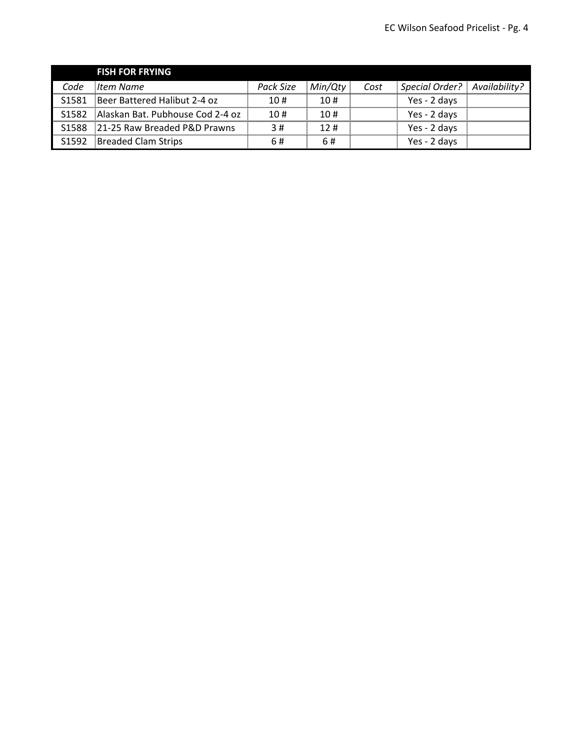| | FISH FOR FRYING | | | | | |
|---|---|---|---|---|---|---|
| *Code* | *Item Name* | *Pack Size* | *Min/Qty* | *Cost* | *Special Order?* | *Availability?* |
| S1581 | Beer Battered Halibut 2-4 oz | 10 # | 10 # | | Yes - 2 days | |
| S1582 | Alaskan Bat. Pubhouse Cod 2-4 oz | 10 # | 10 # | | Yes - 2 days | |
| S1588 | 21-25 Raw Breaded P&D Prawns | 3 # | 12 # | | Yes - 2 days | |
| S1592 | Breaded Clam Strips | 6 # | 6 # | | Yes - 2 days | |